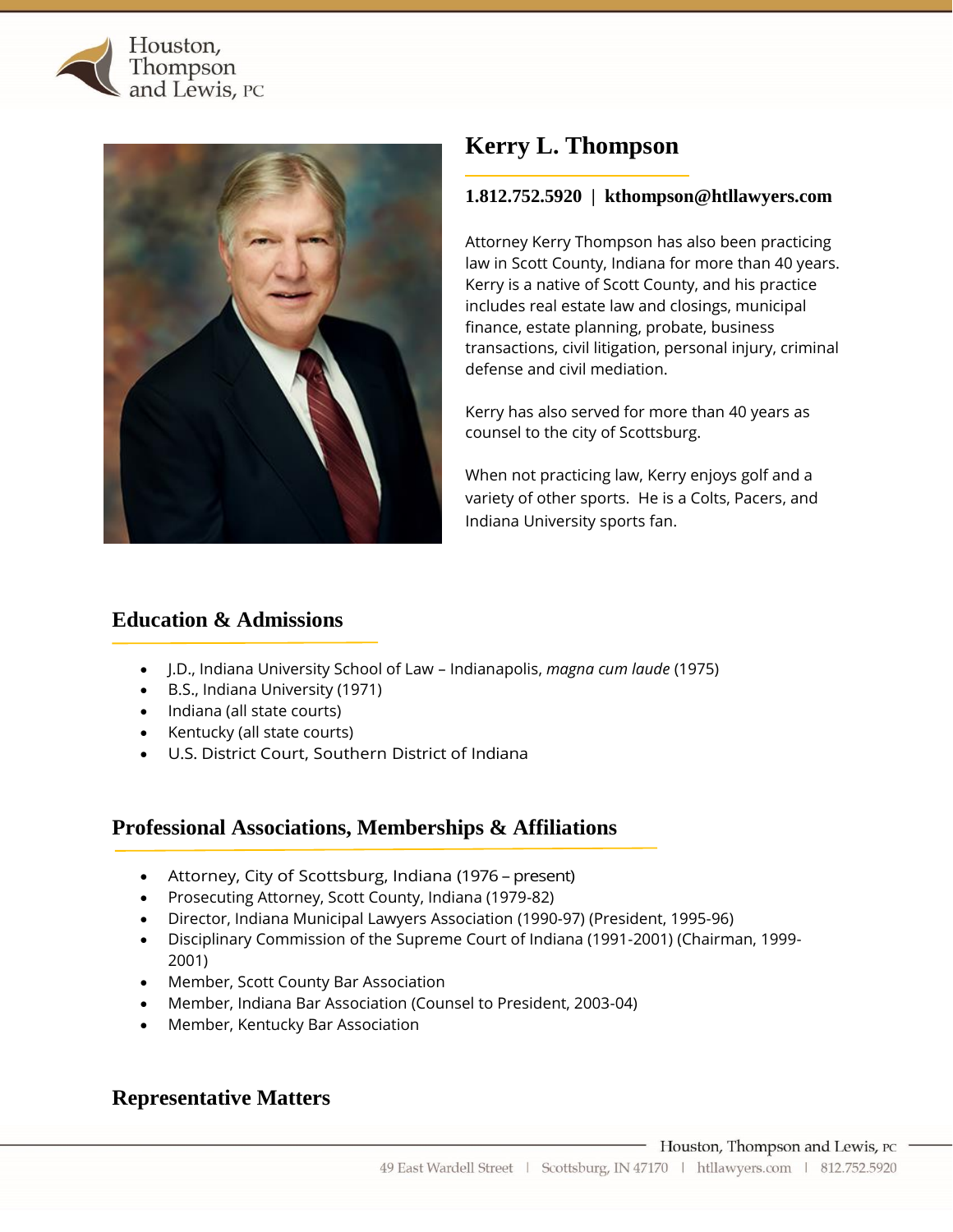Houston, Thompson and Lewis, PC

# Kerry L. Thompson

**1.812.752.5920 | kthompson@htllawyers.com**

Attorney Kerry Thompson has also been practicing law in Scott County, Indiana for more than 40 years. Kerry is a native of Scott County, and his practice includes real estate law and closings, municipal finance, estate planning, probate, business transactions, civil litigation, personal injury, criminal defense and civil mediation.

Kerry has also served for more than 40 years as counsel to the city of Scottsburg.

When not practicing law, Kerry enjoys golf and a variety of other sports. He is a Colts, Pacers, and Indiana University sports fan.

## Education & Admissions

- J.D., Indiana University School of Law – Indianapolis, *magna cum laude* (1975)
- B.S., Indiana University (1971)
- Indiana (all state courts)
- Kentucky (all state courts)
- U.S. District Court, Southern District of Indiana

## Professional Associations, Memberships & Affiliations

- Attorney, City of Scottsburg, Indiana (1976 – present)
- Prosecuting Attorney, Scott County, Indiana (1979-82)
- Director, Indiana Municipal Lawyers Association (1990-97) (President, 1995-96)
- Disciplinary Commission of the Supreme Court of Indiana (1991-2001) (Chairman, 1999-2001)
- Member, Scott County Bar Association
- Member, Indiana Bar Association (Counsel to President, 2003-04)
- Member, Kentucky Bar Association

## Representative Matters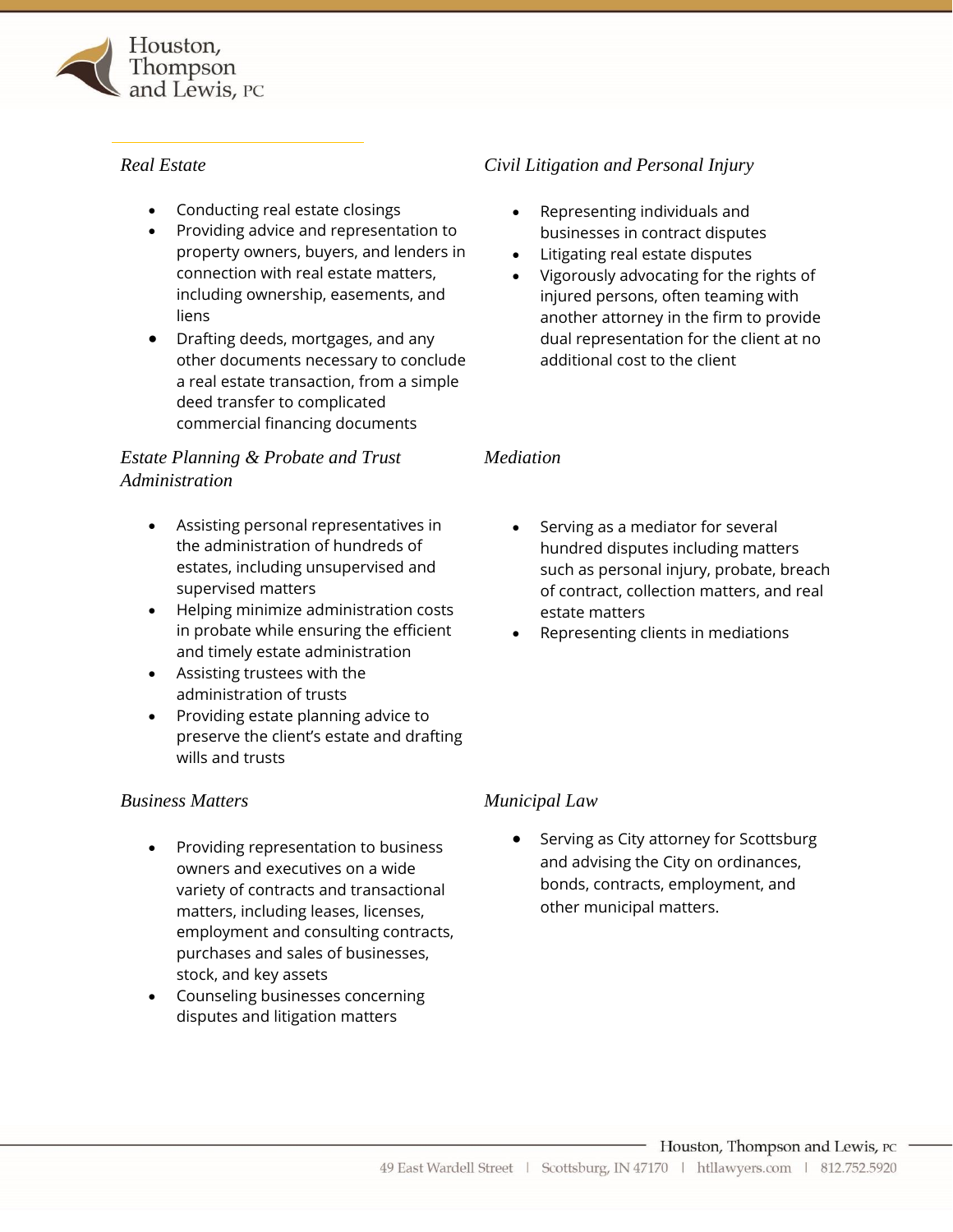### *Real Estate*

- Conducting real estate closings
- Providing advice and representation to property owners, buyers, and lenders in connection with real estate matters, including ownership, easements, and liens
- Drafting deeds, mortgages, and any other documents necessary to conclude a real estate transaction, from a simple deed transfer to complicated commercial financing documents

### *Civil Litigation and Personal Injury*

- Representing individuals and businesses in contract disputes
- Litigating real estate disputes
- Vigorously advocating for the rights of injured persons, often teaming with another attorney in the firm to provide dual representation for the client at no additional cost to the client

### *Estate Planning & Probate and Trust Administration*

- Assisting personal representatives in the administration of hundreds of estates, including unsupervised and supervised matters
- Helping minimize administration costs in probate while ensuring the efficient and timely estate administration
- Assisting trustees with the administration of trusts
- Providing estate planning advice to preserve the client's estate and drafting wills and trusts

### *Mediation*

- Serving as a mediator for several hundred disputes including matters such as personal injury, probate, breach of contract, collection matters, and real estate matters
- Representing clients in mediations

### *Business Matters*

- Providing representation to business owners and executives on a wide variety of contracts and transactional matters, including leases, licenses, employment and consulting contracts, purchases and sales of businesses, stock, and key assets
- Counseling businesses concerning disputes and litigation matters

### *Municipal Law*

- Serving as City attorney for Scottsburg and advising the City on ordinances, bonds, contracts, employment, and other municipal matters.